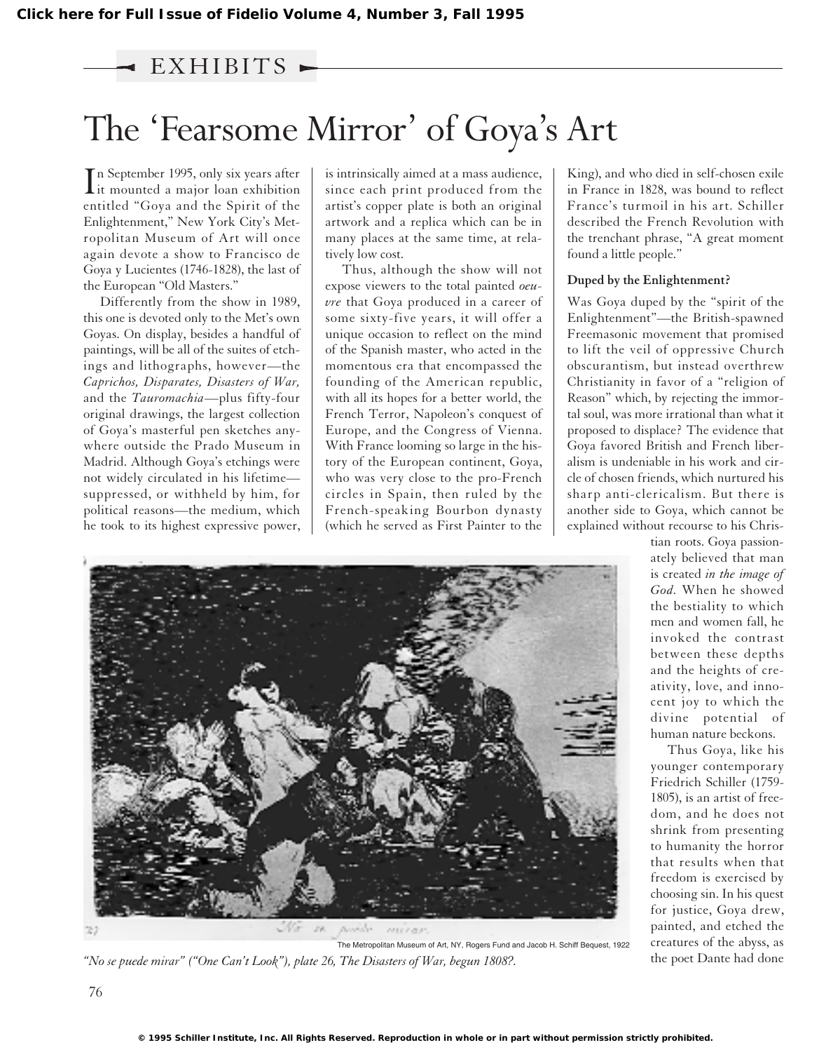EXHIBITS

# The 'Fearsome Mirror' of Goya's Art

In September 1995, only six years after it mounted a major loan exhibition entitled "Goya and the Spirit of the Enlightenment," New York City's Metropolitan Museum of Art will once again devote a show to Francisco de Goya y Lucientes (1746-1828), the last of the European "Old Masters."

Differently from the show in 1989, this one is devoted only to the Met's own Goyas. On display, besides a handful of paintings, will be all of the suites of etchings and lithographs, however—the *Caprichos, Disparates, Disasters of War,* and the *Tauromachia*—plus fifty-four original drawings, the largest collection of Goya's masterful pen sketches anywhere outside the Prado Museum in Madrid. Although Goya's etchings were not widely circulated in his lifetime—suppressed, or withheld by him, for political reasons—the medium, which he took to its highest expressive power, is intrinsically aimed at a mass audience, since each print produced from the artist's copper plate is both an original artwork and a replica which can be in many places at the same time, at relatively low cost.

Thus, although the show will not expose viewers to the total painted *oeuvre* that Goya produced in a career of some sixty-five years, it will offer a unique occasion to reflect on the mind of the Spanish master, who acted in the momentous era that encompassed the founding of the American republic, with all its hopes for a better world, the French Terror, Napoleon's conquest of Europe, and the Congress of Vienna. With France looming so large in the history of the European continent, Goya, who was very close to the pro-French circles in Spain, then ruled by the French-speaking Bourbon dynasty (which he served as First Painter to the King), and who died in self-chosen exile in France in 1828, was bound to reflect France's turmoil in his art. Schiller described the French Revolution with the trenchant phrase, "A great moment found a little people."

### Duped by the Enlightenment?

Was Goya duped by the "spirit of the Enlightenment"—the British-spawned Freemasonic movement that promised to lift the veil of oppressive Church obscurantism, but instead overthrew Christianity in favor of a "religion of Reason" which, by rejecting the immortal soul, was more irrational than what it proposed to displace? The evidence that Goya favored British and French liberalism is undeniable in his work and circle of chosen friends, which nurtured his sharp anti-clericalism. But there is another side to Goya, which cannot be explained without recourse to his Christian roots. Goya passionately believed that man is created *in the image of God.* When he showed the bestiality to which men and women fall, he invoked the contrast between these depths and the heights of creativity, love, and innocent joy to which the divine potential of human nature beckons.

Thus Goya, like his younger contemporary Friedrich Schiller (1759-1805), is an artist of freedom, and he does not shrink from presenting to humanity the horror that results when that freedom is exercised by choosing sin. In his quest for justice, Goya drew, painted, and etched the creatures of the abyss, as the poet Dante had done

The Metropolitan Museum of Art, NY, Rogers Fund and Jacob H. Schiff Bequest, 1922

*"No se puede mirar" ("One Can't Look"), plate 26, The Disasters of War, begun 1808?.*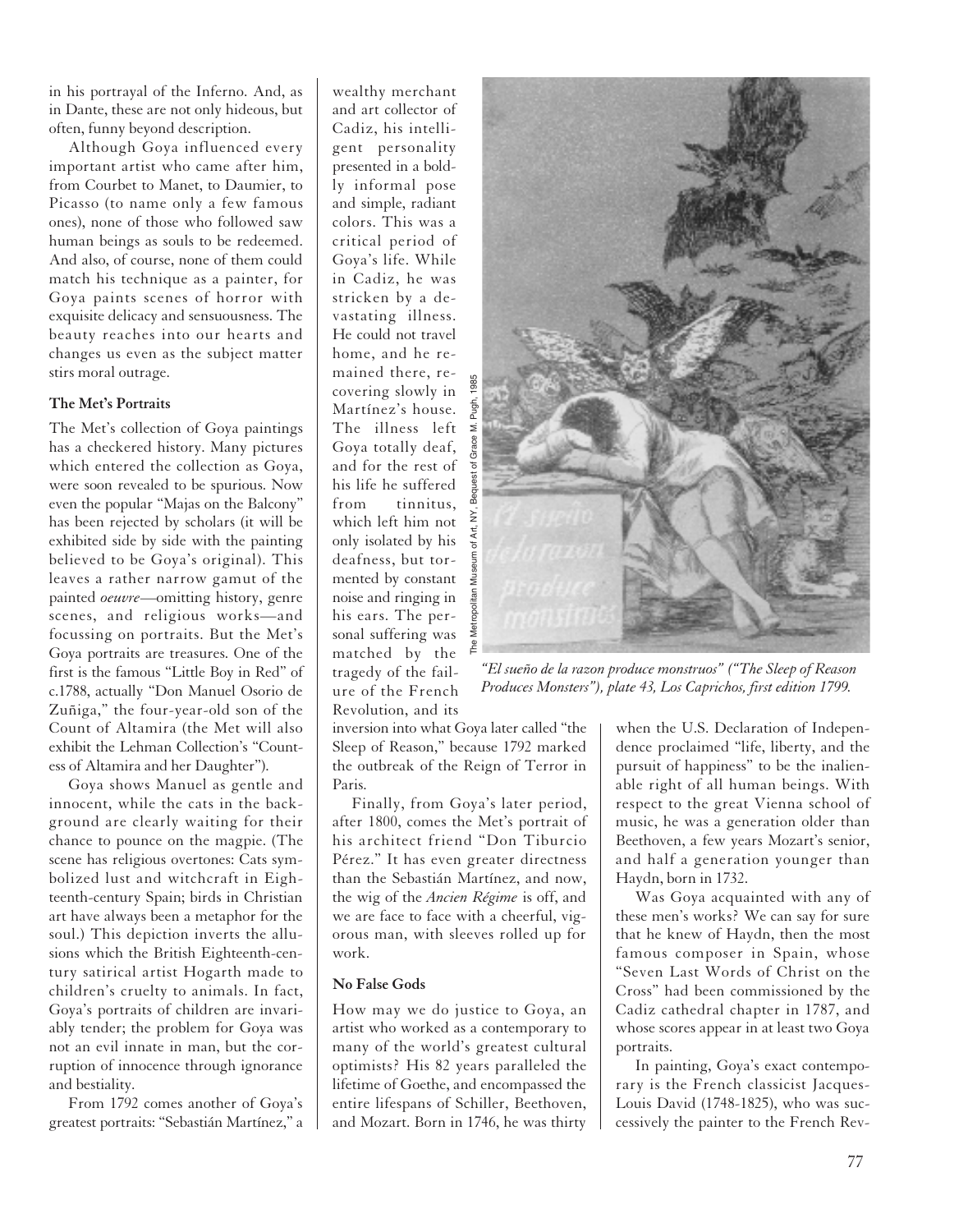in his portrayal of the Inferno. And, as in Dante, these are not only hideous, but often, funny beyond description.

Although Goya influenced every important artist who came after him, from Courbet to Manet, to Daumier, to Picasso (to name only a few famous ones), none of those who followed saw human beings as souls to be redeemed. And also, of course, none of them could match his technique as a painter, for Goya paints scenes of horror with exquisite delicacy and sensuousness. The beauty reaches into our hearts and changes us even as the subject matter stirs moral outrage.

**The Met's Portraits**

The Met's collection of Goya paintings has a checkered history. Many pictures which entered the collection as Goya, were soon revealed to be spurious. Now even the popular "Majas on the Balcony" has been rejected by scholars (it will be exhibited side by side with the painting believed to be Goya's original). This leaves a rather narrow gamut of the painted *oeuvre*—omitting history, genre scenes, and religious works—and focussing on portraits. But the Met's Goya portraits are treasures. One of the first is the famous "Little Boy in Red" of c.1788, actually "Don Manuel Osorio de Zuñiga," the four-year-old son of the Count of Altamira (the Met will also exhibit the Lehman Collection's "Countess of Altamira and her Daughter").

Goya shows Manuel as gentle and innocent, while the cats in the background are clearly waiting for their chance to pounce on the magpie. (The scene has religious overtones: Cats symbolized lust and witchcraft in Eighteenth-century Spain; birds in Christian art have always been a metaphor for the soul.) This depiction inverts the allusions which the British Eighteenth-century satirical artist Hogarth made to children's cruelty to animals. In fact, Goya's portraits of children are invariably tender; the problem for Goya was not an evil innate in man, but the corruption of innocence through ignorance and bestiality.

From 1792 comes another of Goya's greatest portraits: "Sebastián Martínez," a wealthy merchant and art collector of Cadiz, his intelligent personality presented in a boldly informal pose and simple, radiant colors. This was a critical period of Goya's life. While in Cadiz, he was stricken by a devastating illness. He could not travel home, and he remained there, recovering slowly in Martínez's house. The illness left Goya totally deaf, and for the rest of his life he suffered from tinnitus, which left him not only isolated by his deafness, but tormented by constant noise and ringing in his ears. The personal suffering was matched by the tragedy of the failure of the French Revolution, and its inversion into what Goya later called "the Sleep of Reason," because 1792 marked the outbreak of the Reign of Terror in Paris.

The Metropolitan Museum of Art, NY, Bequest of Grace M. Pugh, 1985

*"El sueño de la razon produce monstruos" ("The Sleep of Reason Produces Monsters"), plate 43, Los Caprichos, first edition 1799.*

Finally, from Goya's later period, after 1800, comes the Met's portrait of his architect friend "Don Tiburcio Pérez." It has even greater directness than the Sebastián Martínez, and now, the wig of the *Ancien Régime* is off, and we are face to face with a cheerful, vigorous man, with sleeves rolled up for work.

**No False Gods**

How may we do justice to Goya, an artist who worked as a contemporary to many of the world's greatest cultural optimists? His 82 years paralleled the lifetime of Goethe, and encompassed the entire lifespans of Schiller, Beethoven, and Mozart. Born in 1746, he was thirty when the U.S. Declaration of Independence proclaimed "life, liberty, and the pursuit of happiness" to be the inalienable right of all human beings. With respect to the great Vienna school of music, he was a generation older than Beethoven, a few years Mozart's senior, and half a generation younger than Haydn, born in 1732.

Was Goya acquainted with any of these men's works? We can say for sure that he knew of Haydn, then the most famous composer in Spain, whose "Seven Last Words of Christ on the Cross" had been commissioned by the Cadiz cathedral chapter in 1787, and whose scores appear in at least two Goya portraits.

In painting, Goya's exact contemporary is the French classicist Jacques-Louis David (1748-1825), who was successively the painter to the French Rev-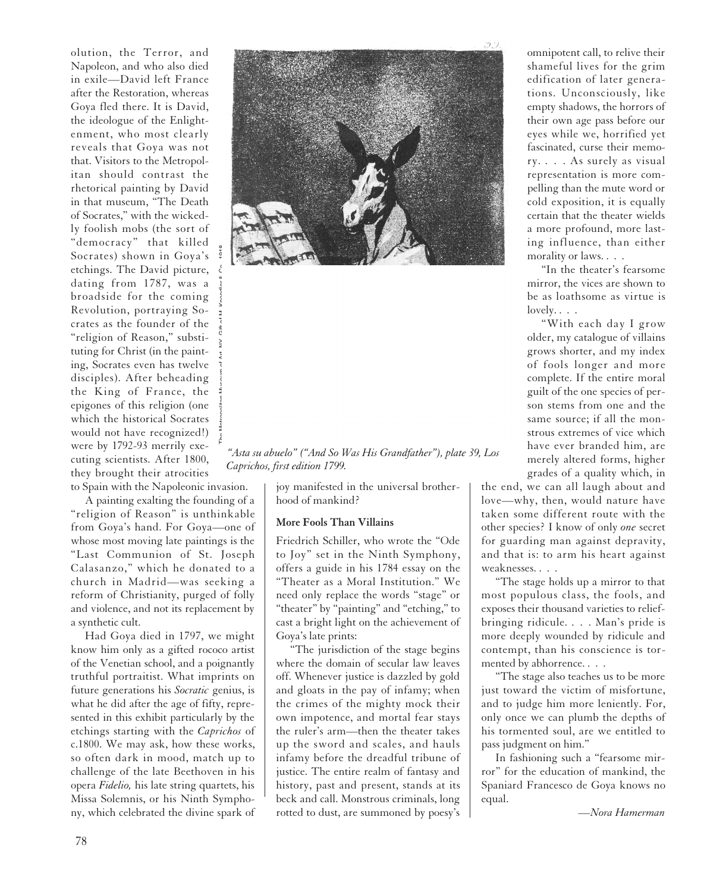olution, the Terror, and Napoleon, and who also died in exile—David left France after the Restoration, whereas Goya fled there. It is David, the ideologue of the Enlightenment, who most clearly reveals that Goya was not that. Visitors to the Metropolitan should contrast the rhetorical painting by David in that museum, "The Death of Socrates," with the wickedly foolish mobs (the sort of "democracy" that killed Socrates) shown in Goya's etchings. The David picture, dating from 1787, was a broadside for the coming Revolution, portraying Socrates as the founder of the "religion of Reason," substituting for Christ (in the painting, Socrates even has twelve disciples). After beheading the King of France, the epigones of this religion (one which the historical Socrates would not have recognized!) were by 1792-93 merrily executing scientists. After 1800, they brought their atrocities to Spain with the Napoleonic invasion.

*"Asta su abuelo" ("And So Was His Grandfather"), plate 39, Los Caprichos, first edition 1799.*

A painting exalting the founding of a "religion of Reason" is unthinkable from Goya's hand. For Goya—one of whose most moving late paintings is the "Last Communion of St. Joseph Calasanzo," which he donated to a church in Madrid—was seeking a reform of Christianity, purged of folly and violence, and not its replacement by a synthetic cult.

Had Goya died in 1797, we might know him only as a gifted rococo artist of the Venetian school, and a poignantly truthful portraitist. What imprints on future generations his *Socratic* genius, is what he did after the age of fifty, represented in this exhibit particularly by the etchings starting with the *Caprichos* of c.1800. We may ask, how these works, so often dark in mood, match up to challenge of the late Beethoven in his opera *Fidelio,* his late string quartets, his Missa Solemnis, or his Ninth Symphony, which celebrated the divine spark of joy manifested in the universal brotherhood of mankind?

### More Fools Than Villains

Friedrich Schiller, who wrote the "Ode to Joy" set in the Ninth Symphony, offers a guide in his 1784 essay on the "Theater as a Moral Institution." We need only replace the words "stage" or "theater" by "painting" and "etching," to cast a bright light on the achievement of Goya's late prints:

"The jurisdiction of the stage begins where the domain of secular law leaves off. Whenever justice is dazzled by gold and gloats in the pay of infamy; when the crimes of the mighty mock their own impotence, and mortal fear stays the ruler's arm—then the theater takes up the sword and scales, and hauls infamy before the dreadful tribune of justice. The entire realm of fantasy and history, past and present, stands at its beck and call. Monstrous criminals, long rotted to dust, are summoned by poesy's omnipotent call, to relive their shameful lives for the grim edification of later generations. Unconsciously, like empty shadows, the horrors of their own age pass before our eyes while we, horrified yet fascinated, curse their memory. . . . As surely as visual representation is more compelling than the mute word or cold exposition, it is equally certain that the theater wields a more profound, more lasting influence, than either morality or laws. . . .

"In the theater's fearsome mirror, the vices are shown to be as loathsome as virtue is lovely. . . .

"With each day I grow older, my catalogue of villains grows shorter, and my index of fools longer and more complete. If the entire moral guilt of the one species of person stems from one and the same source; if all the monstrous extremes of vice which have ever branded him, are merely altered forms, higher grades of a quality which, in the end, we can all laugh about and love—why, then, would nature have taken some different route with the other species? I know of only *one* secret for guarding man against depravity, and that is: to arm his heart against weaknesses. . . .

"The stage holds up a mirror to that most populous class, the fools, and exposes their thousand varieties to relief-bringing ridicule. . . . Man's pride is more deeply wounded by ridicule and contempt, than his conscience is tormented by abhorrence. . . .

"The stage also teaches us to be more just toward the victim of misfortune, and to judge him more leniently. For, only once we can plumb the depths of his tormented soul, are we entitled to pass judgment on him."

In fashioning such a "fearsome mirror" for the education of mankind, the Spaniard Francesco de Goya knows no equal.

*—Nora Hamerman*